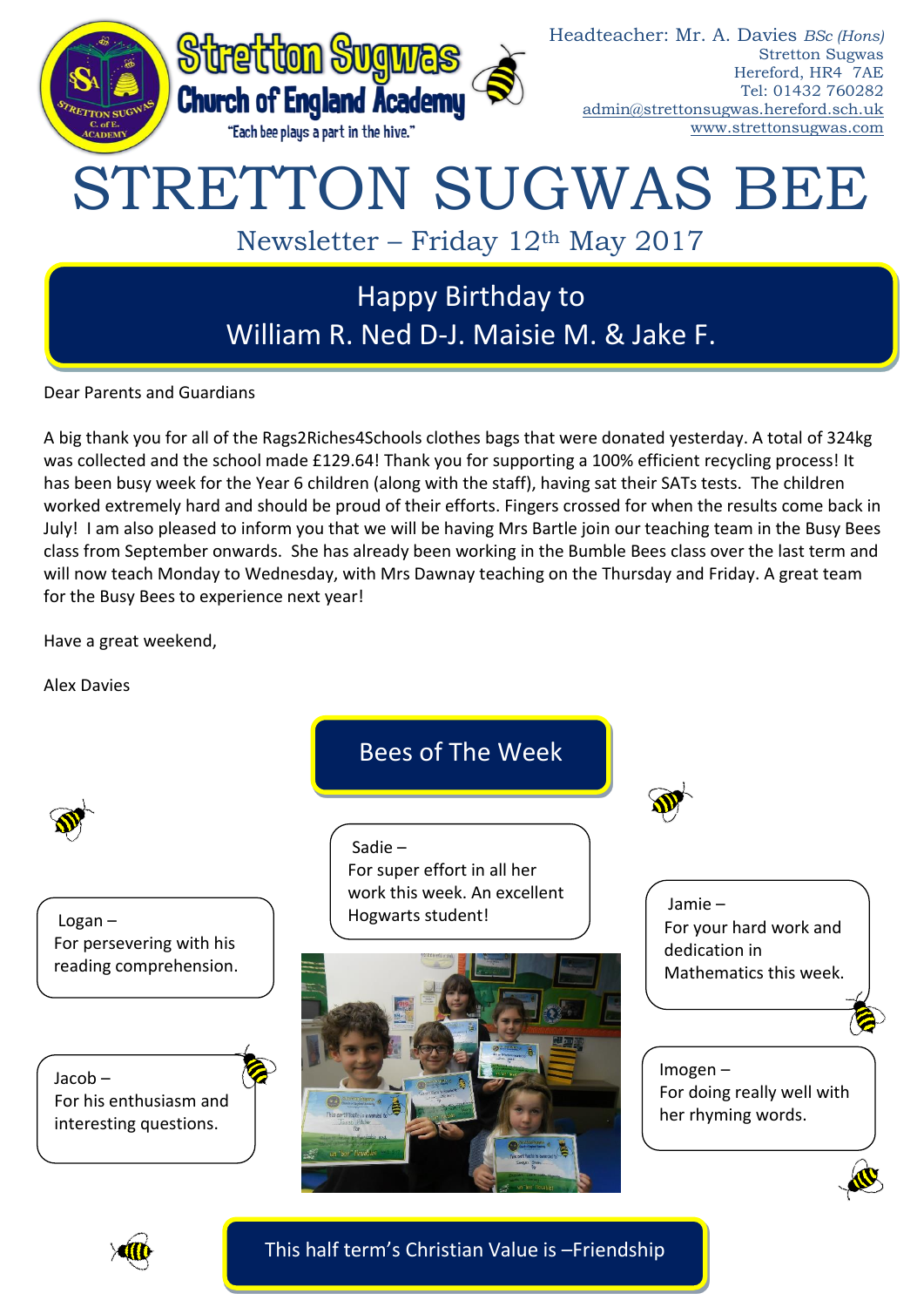Stretton Sugwas Church of England Academy

"Each bee plays a part in the hive."

Headteacher: Mr. A. Davies *BSc (Hons)*
Stretton Sugwas
Hereford, HR4 7AE
Tel: 01432 760282
admin@strettonsugwas.hereford.sch.uk
www.strettonsugwas.com

# STRETTON SUGWAS BEE

## Newsletter – Friday 12th May 2017

## Happy Birthday to William R. Ned D-J. Maisie M. & Jake F.

Dear Parents and Guardians

A big thank you for all of the Rags2Riches4Schools clothes bags that were donated yesterday. A total of 324kg was collected and the school made £129.64! Thank you for supporting a 100% efficient recycling process! It has been busy week for the Year 6 children (along with the staff), having sat their SATs tests. The children worked extremely hard and should be proud of their efforts. Fingers crossed for when the results come back in July! I am also pleased to inform you that we will be having Mrs Bartle join our teaching team in the Busy Bees class from September onwards. She has already been working in the Bumble Bees class over the last term and will now teach Monday to Wednesday, with Mrs Dawnay teaching on the Thursday and Friday. A great team for the Busy Bees to experience next year!

Have a great weekend,

Alex Davies

## Bees of The Week

Sadie –
For super effort in all her work this week. An excellent Hogwarts student!

Logan –
For persevering with his reading comprehension.

Jamie –
For your hard work and dedication in Mathematics this week.

Jacob –
For his enthusiasm and interesting questions.

Imogen –
For doing really well with her rhyming words.

## This half term's Christian Value is –Friendship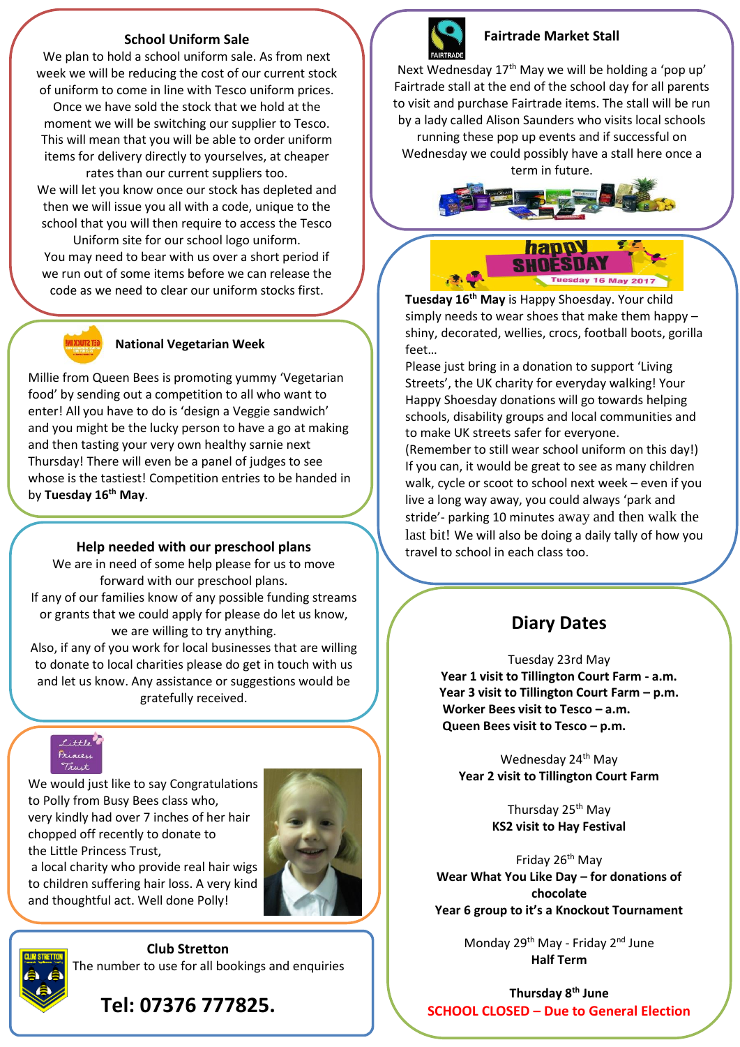## School Uniform Sale

We plan to hold a school uniform sale. As from next week we will be reducing the cost of our current stock of uniform to come in line with Tesco uniform prices. Once we have sold the stock that we hold at the moment we will be switching our supplier to Tesco. This will mean that you will be able to order uniform items for delivery directly to yourselves, at cheaper rates than our current suppliers too.

We will let you know once our stock has depleted and then we will issue you all with a code, unique to the school that you will then require to access the Tesco Uniform site for our school logo uniform.

You may need to bear with us over a short period if we run out of some items before we can release the code as we need to clear our uniform stocks first.

## National Vegetarian Week

Millie from Queen Bees is promoting yummy 'Vegetarian food' by sending out a competition to all who want to enter! All you have to do is 'design a Veggie sandwich' and you might be the lucky person to have a go at making and then tasting your very own healthy sarnie next Thursday! There will even be a panel of judges to see whose is the tastiest! Competition entries to be handed in by **Tuesday 16th May**.

## Help needed with our preschool plans

We are in need of some help please for us to move forward with our preschool plans.

If any of our families know of any possible funding streams or grants that we could apply for please do let us know, we are willing to try anything.

Also, if any of you work for local businesses that are willing to donate to local charities please do get in touch with us and let us know. Any assistance or suggestions would be gratefully received.

We would just like to say Congratulations to Polly from Busy Bees class who, very kindly had over 7 inches of her hair chopped off recently to donate to the Little Princess Trust, a local charity who provide real hair wigs to children suffering hair loss. A very kind and thoughtful act. Well done Polly!

## Club Stretton

The number to use for all bookings and enquiries

# Tel: 07376 777825.

## Fairtrade Market Stall

Next Wednesday 17th May we will be holding a 'pop up' Fairtrade stall at the end of the school day for all parents to visit and purchase Fairtrade items. The stall will be run by a lady called Alison Saunders who visits local schools running these pop up events and if successful on Wednesday we could possibly have a stall here once a term in future.

## happy SHOESDAY

Tuesday 16 May 2017

**Tuesday 16th May** is Happy Shoesday. Your child simply needs to wear shoes that make them happy – shiny, decorated, wellies, crocs, football boots, gorilla feet…

Please just bring in a donation to support 'Living Streets', the UK charity for everyday walking! Your Happy Shoesday donations will go towards helping schools, disability groups and local communities and to make UK streets safer for everyone.

(Remember to still wear school uniform on this day!)

If you can, it would be great to see as many children walk, cycle or scoot to school next week – even if you live a long way away, you could always 'park and stride'- parking 10 minutes away and then walk the last bit! We will also be doing a daily tally of how you travel to school in each class too.

## Diary Dates

Tuesday 23rd May
**Year 1 visit to Tillington Court Farm - a.m.**
**Year 3 visit to Tillington Court Farm – p.m.**
**Worker Bees visit to Tesco – a.m.**
**Queen Bees visit to Tesco – p.m.**

Wednesday 24th May
**Year 2 visit to Tillington Court Farm**

Thursday 25th May
**KS2 visit to Hay Festival**

Friday 26th May
**Wear What You Like Day – for donations of chocolate**
**Year 6 group to it's a Knockout Tournament**

Monday 29th May - Friday 2nd June
**Half Term**

**Thursday 8th June**
**SCHOOL CLOSED – Due to General Election**